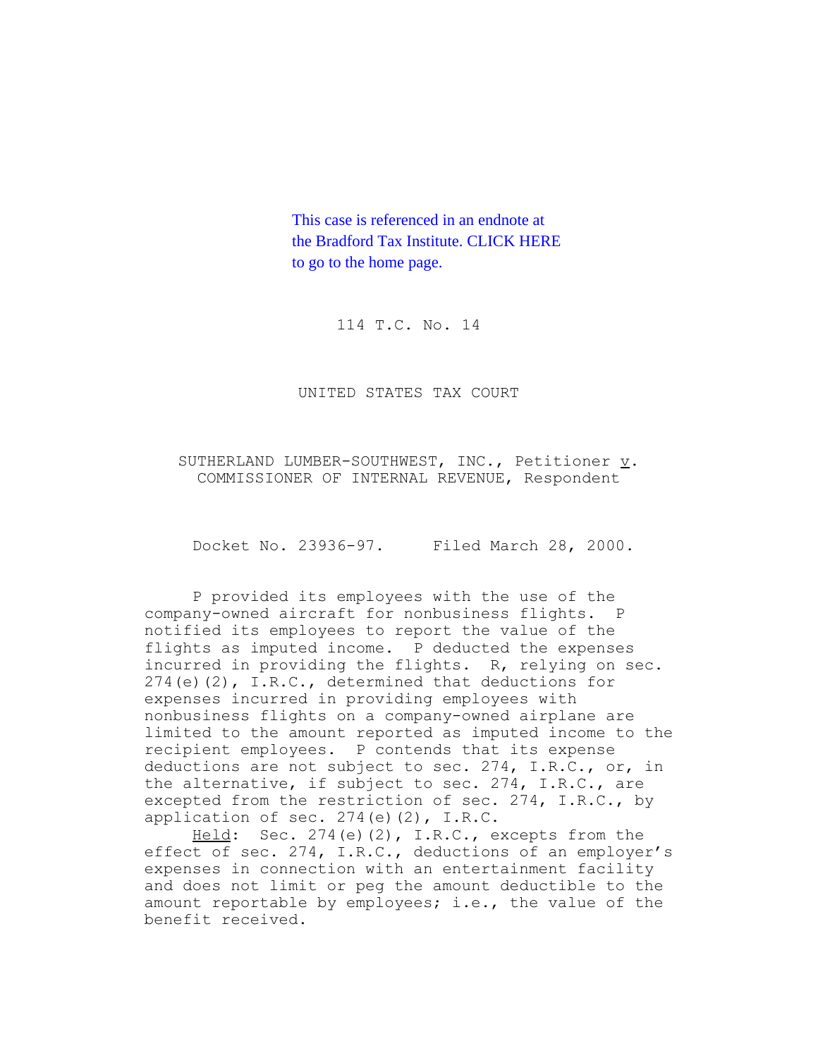This case is referenced in an endnote at the Bradford Tax Institute. CLICK HERE to go to the home page.

114 T.C. No. 14

UNITED STATES TAX COURT

SUTHERLAND LUMBER-SOUTHWEST, INC., Petitioner *v.* COMMISSIONER OF INTERNAL REVENUE, Respondent

Docket No. 23936-97. Filed March 28, 2000.

P provided its employees with the use of the company-owned aircraft for nonbusiness flights. P notified its employees to report the value of the flights as imputed income. P deducted the expenses incurred in providing the flights. R, relying on sec. 274(e)(2), I.R.C., determined that deductions for expenses incurred in providing employees with nonbusiness flights on a company-owned airplane are limited to the amount reported as imputed income to the recipient employees. P contends that its expense deductions are not subject to sec. 274, I.R.C., or, in the alternative, if subject to sec. 274, I.R.C., are excepted from the restriction of sec. 274, I.R.C., by application of sec. 274(e)(2), I.R.C.

*Held*: Sec. 274(e)(2), I.R.C., excepts from the effect of sec. 274, I.R.C., deductions of an employer's expenses in connection with an entertainment facility and does not limit or peg the amount deductible to the amount reportable by employees; i.e., the value of the benefit received.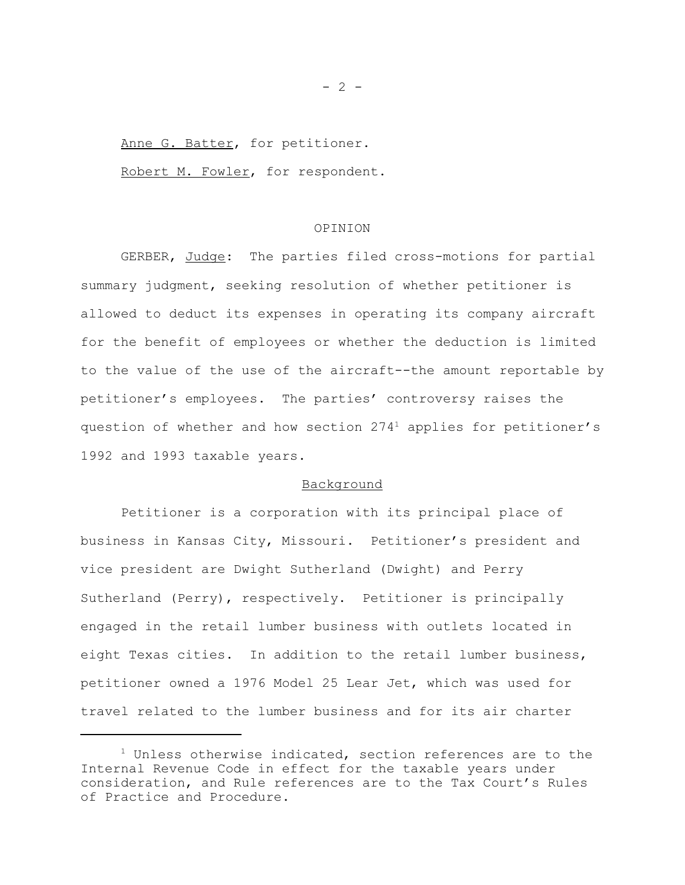Anne G. Batter, for petitioner.

Robert M. Fowler, for respondent.

## OPINION

GERBER, Judge: The parties filed cross-motions for partial summary judgment, seeking resolution of whether petitioner is allowed to deduct its expenses in operating its company aircraft for the benefit of employees or whether the deduction is limited to the value of the use of the aircraft--the amount reportable by petitioner's employees. The parties' controversy raises the question of whether and how section 274[1] applies for petitioner's 1992 and 1993 taxable years.

### Background

Petitioner is a corporation with its principal place of business in Kansas City, Missouri. Petitioner's president and vice president are Dwight Sutherland (Dwight) and Perry Sutherland (Perry), respectively. Petitioner is principally engaged in the retail lumber business with outlets located in eight Texas cities. In addition to the retail lumber business, petitioner owned a 1976 Model 25 Lear Jet, which was used for travel related to the lumber business and for its air charter

---

[1] Unless otherwise indicated, section references are to the Internal Revenue Code in effect for the taxable years under consideration, and Rule references are to the Tax Court's Rules of Practice and Procedure.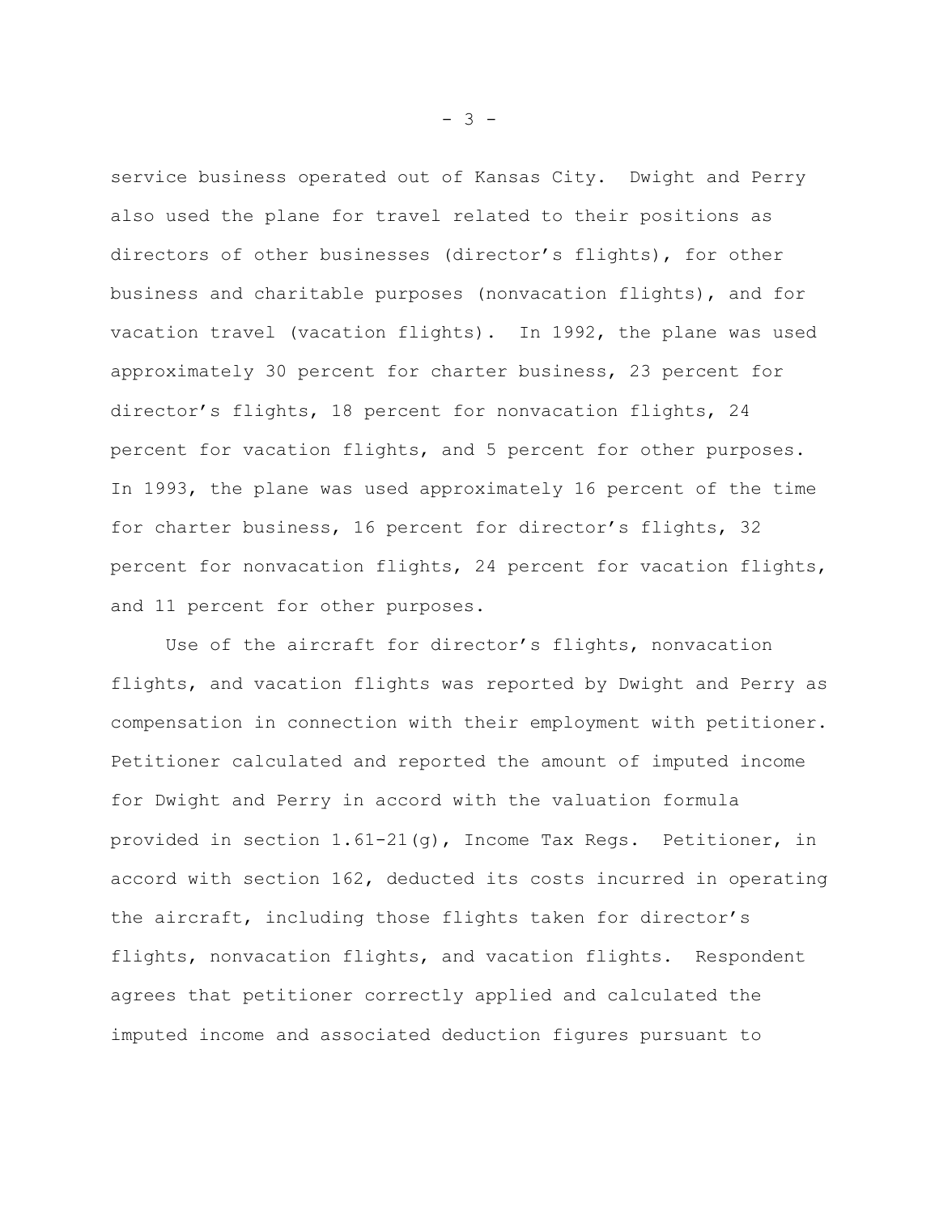service business operated out of Kansas City. Dwight and Perry also used the plane for travel related to their positions as directors of other businesses (director's flights), for other business and charitable purposes (nonvacation flights), and for vacation travel (vacation flights). In 1992, the plane was used approximately 30 percent for charter business, 23 percent for director's flights, 18 percent for nonvacation flights, 24 percent for vacation flights, and 5 percent for other purposes. In 1993, the plane was used approximately 16 percent of the time for charter business, 16 percent for director's flights, 32 percent for nonvacation flights, 24 percent for vacation flights, and 11 percent for other purposes.

Use of the aircraft for director's flights, nonvacation flights, and vacation flights was reported by Dwight and Perry as compensation in connection with their employment with petitioner. Petitioner calculated and reported the amount of imputed income for Dwight and Perry in accord with the valuation formula provided in section 1.61-21(g), Income Tax Regs. Petitioner, in accord with section 162, deducted its costs incurred in operating the aircraft, including those flights taken for director's flights, nonvacation flights, and vacation flights. Respondent agrees that petitioner correctly applied and calculated the imputed income and associated deduction figures pursuant to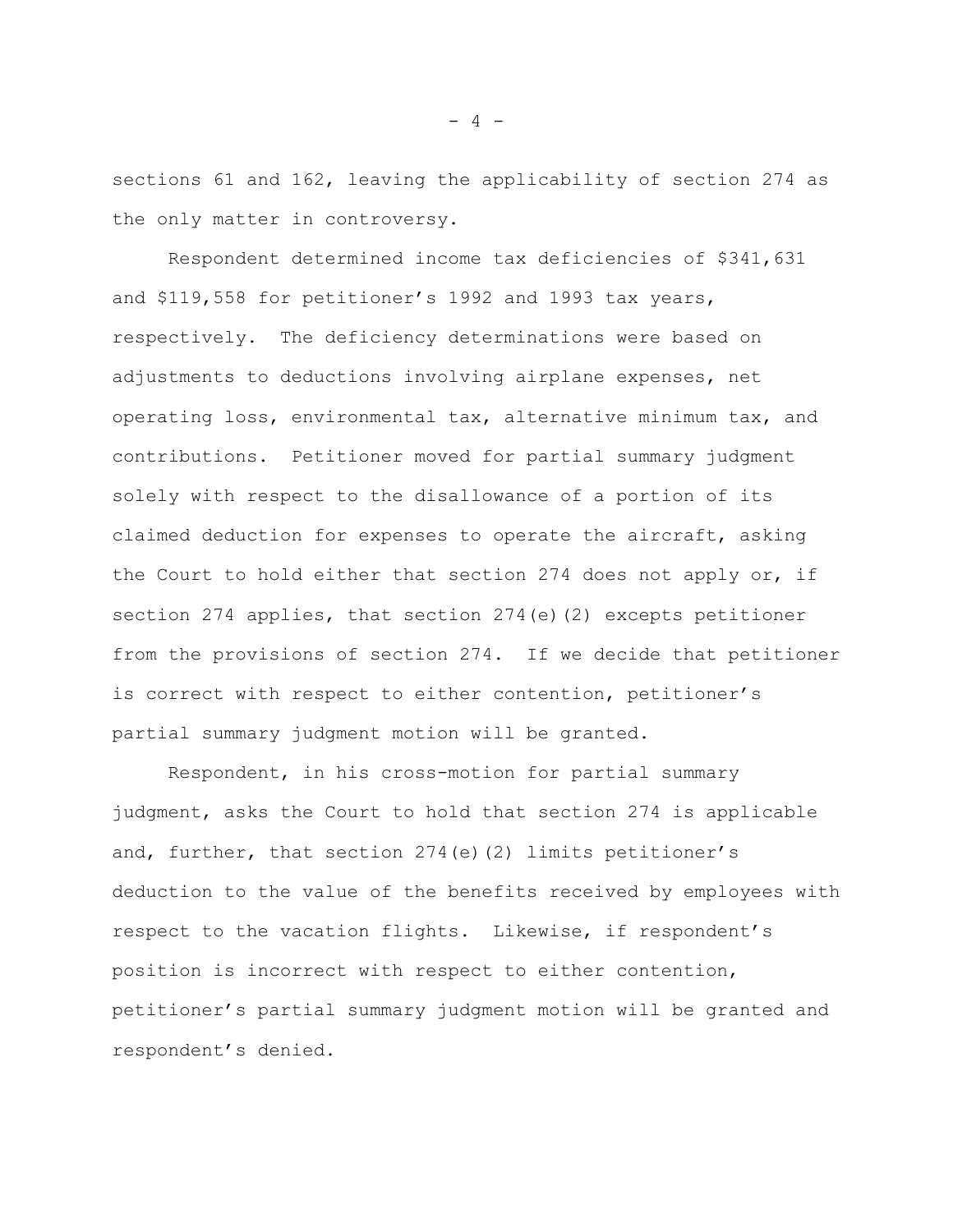sections 61 and 162, leaving the applicability of section 274 as the only matter in controversy.

Respondent determined income tax deficiencies of $341,631 and $119,558 for petitioner's 1992 and 1993 tax years, respectively. The deficiency determinations were based on adjustments to deductions involving airplane expenses, net operating loss, environmental tax, alternative minimum tax, and contributions. Petitioner moved for partial summary judgment solely with respect to the disallowance of a portion of its claimed deduction for expenses to operate the aircraft, asking the Court to hold either that section 274 does not apply or, if section 274 applies, that section 274(e)(2) excepts petitioner from the provisions of section 274. If we decide that petitioner is correct with respect to either contention, petitioner's partial summary judgment motion will be granted.

Respondent, in his cross-motion for partial summary judgment, asks the Court to hold that section 274 is applicable and, further, that section 274(e)(2) limits petitioner's deduction to the value of the benefits received by employees with respect to the vacation flights. Likewise, if respondent's position is incorrect with respect to either contention, petitioner's partial summary judgment motion will be granted and respondent's denied.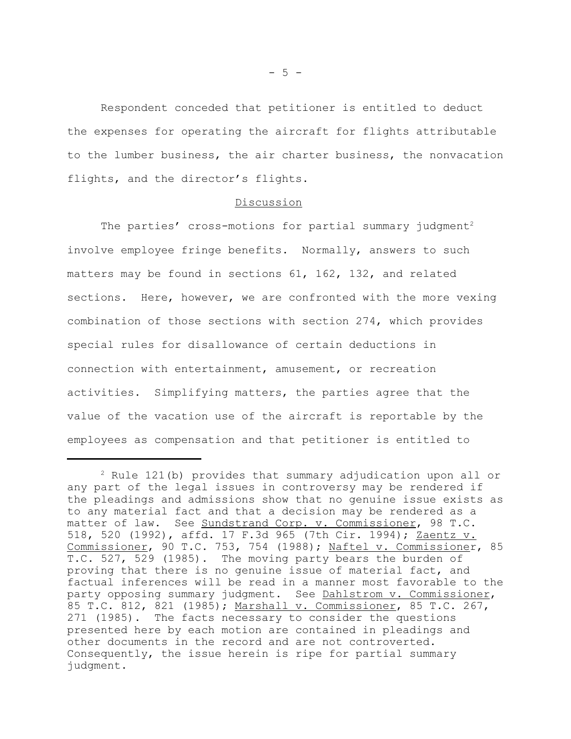Respondent conceded that petitioner is entitled to deduct the expenses for operating the aircraft for flights attributable to the lumber business, the air charter business, the nonvacation flights, and the director's flights.

## Discussion

The parties' cross-motions for partial summary judgment[2] involve employee fringe benefits. Normally, answers to such matters may be found in sections 61, 162, 132, and related sections. Here, however, we are confronted with the more vexing combination of those sections with section 274, which provides special rules for disallowance of certain deductions in connection with entertainment, amusement, or recreation activities. Simplifying matters, the parties agree that the value of the vacation use of the aircraft is reportable by the employees as compensation and that petitioner is entitled to

---

[2] Rule 121(b) provides that summary adjudication upon all or any part of the legal issues in controversy may be rendered if the pleadings and admissions show that no genuine issue exists as to any material fact and that a decision may be rendered as a matter of law. See Sundstrand Corp. v. Commissioner, 98 T.C. 518, 520 (1992), affd. 17 F.3d 965 (7th Cir. 1994); Zaentz v. Commissioner, 90 T.C. 753, 754 (1988); Naftel v. Commissioner, 85 T.C. 527, 529 (1985). The moving party bears the burden of proving that there is no genuine issue of material fact, and factual inferences will be read in a manner most favorable to the party opposing summary judgment. See Dahlstrom v. Commissioner, 85 T.C. 812, 821 (1985); Marshall v. Commissioner, 85 T.C. 267, 271 (1985). The facts necessary to consider the questions presented here by each motion are contained in pleadings and other documents in the record and are not controverted. Consequently, the issue herein is ripe for partial summary judgment.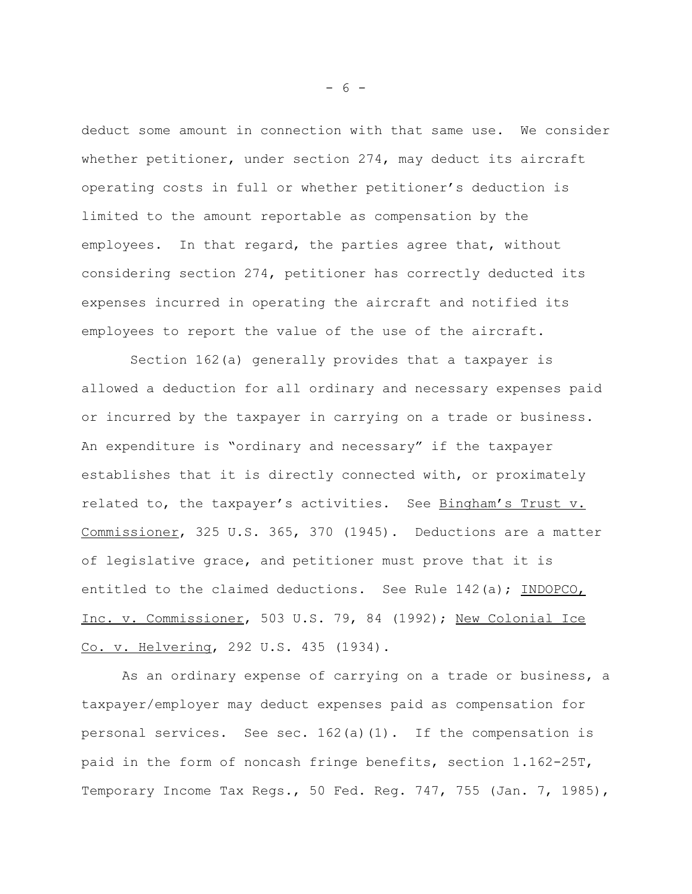deduct some amount in connection with that same use. We consider whether petitioner, under section 274, may deduct its aircraft operating costs in full or whether petitioner's deduction is limited to the amount reportable as compensation by the employees. In that regard, the parties agree that, without considering section 274, petitioner has correctly deducted its expenses incurred in operating the aircraft and notified its employees to report the value of the use of the aircraft.

Section 162(a) generally provides that a taxpayer is allowed a deduction for all ordinary and necessary expenses paid or incurred by the taxpayer in carrying on a trade or business. An expenditure is "ordinary and necessary" if the taxpayer establishes that it is directly connected with, or proximately related to, the taxpayer's activities. See Bingham's Trust v. Commissioner, 325 U.S. 365, 370 (1945). Deductions are a matter of legislative grace, and petitioner must prove that it is entitled to the claimed deductions. See Rule 142(a); INDOPCO, Inc. v. Commissioner, 503 U.S. 79, 84 (1992); New Colonial Ice Co. v. Helvering, 292 U.S. 435 (1934).

As an ordinary expense of carrying on a trade or business, a taxpayer/employer may deduct expenses paid as compensation for personal services. See sec. 162(a)(1). If the compensation is paid in the form of noncash fringe benefits, section 1.162-25T, Temporary Income Tax Regs., 50 Fed. Reg. 747, 755 (Jan. 7, 1985),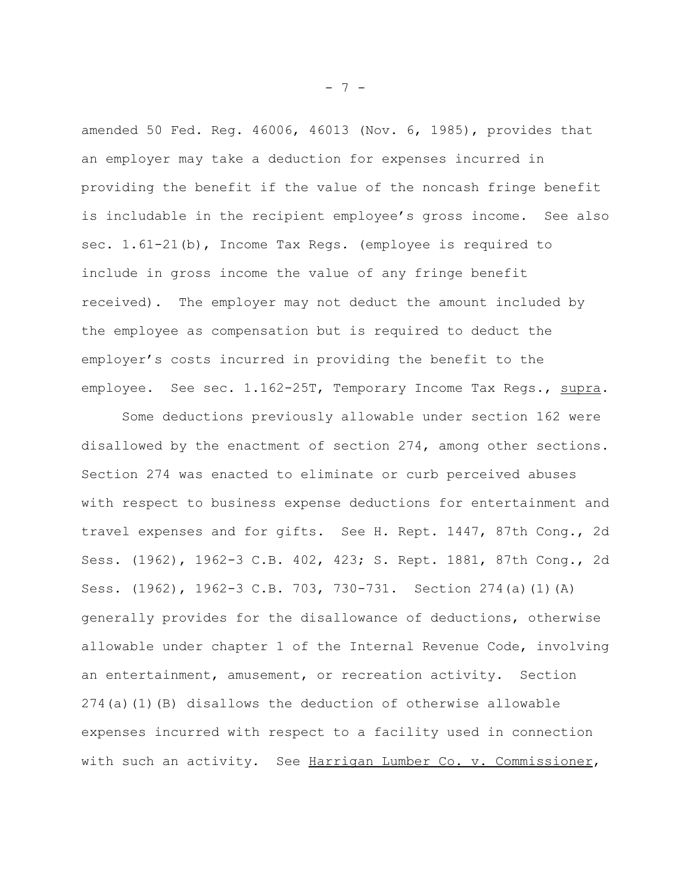amended 50 Fed. Reg. 46006, 46013 (Nov. 6, 1985), provides that an employer may take a deduction for expenses incurred in providing the benefit if the value of the noncash fringe benefit is includable in the recipient employee's gross income. See also sec. 1.61-21(b), Income Tax Regs. (employee is required to include in gross income the value of any fringe benefit received). The employer may not deduct the amount included by the employee as compensation but is required to deduct the employer's costs incurred in providing the benefit to the employee. See sec. 1.162-25T, Temporary Income Tax Regs., supra.

Some deductions previously allowable under section 162 were disallowed by the enactment of section 274, among other sections. Section 274 was enacted to eliminate or curb perceived abuses with respect to business expense deductions for entertainment and travel expenses and for gifts. See H. Rept. 1447, 87th Cong., 2d Sess. (1962), 1962-3 C.B. 402, 423; S. Rept. 1881, 87th Cong., 2d Sess. (1962), 1962-3 C.B. 703, 730-731. Section 274(a)(1)(A) generally provides for the disallowance of deductions, otherwise allowable under chapter 1 of the Internal Revenue Code, involving an entertainment, amusement, or recreation activity. Section 274(a)(1)(B) disallows the deduction of otherwise allowable expenses incurred with respect to a facility used in connection with such an activity. See Harrigan Lumber Co. v. Commissioner,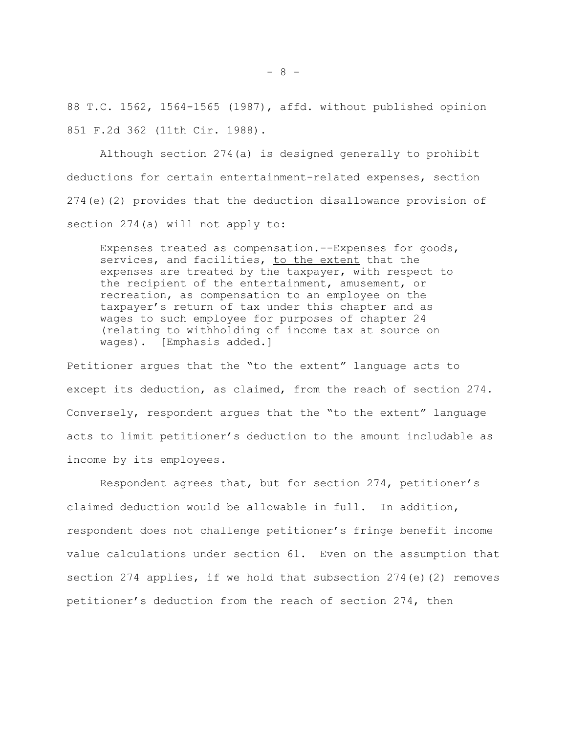88 T.C. 1562, 1564-1565 (1987), affd. without published opinion 851 F.2d 362 (11th Cir. 1988).

Although section 274(a) is designed generally to prohibit deductions for certain entertainment-related expenses, section 274(e)(2) provides that the deduction disallowance provision of section 274(a) will not apply to:

> Expenses treated as compensation.--Expenses for goods, services, and facilities, <u>to the extent</u> that the expenses are treated by the taxpayer, with respect to the recipient of the entertainment, amusement, or recreation, as compensation to an employee on the taxpayer's return of tax under this chapter and as wages to such employee for purposes of chapter 24 (relating to withholding of income tax at source on wages). [Emphasis added.]

Petitioner argues that the "to the extent" language acts to except its deduction, as claimed, from the reach of section 274. Conversely, respondent argues that the "to the extent" language acts to limit petitioner's deduction to the amount includable as income by its employees.

Respondent agrees that, but for section 274, petitioner's claimed deduction would be allowable in full. In addition, respondent does not challenge petitioner's fringe benefit income value calculations under section 61. Even on the assumption that section 274 applies, if we hold that subsection 274(e)(2) removes petitioner's deduction from the reach of section 274, then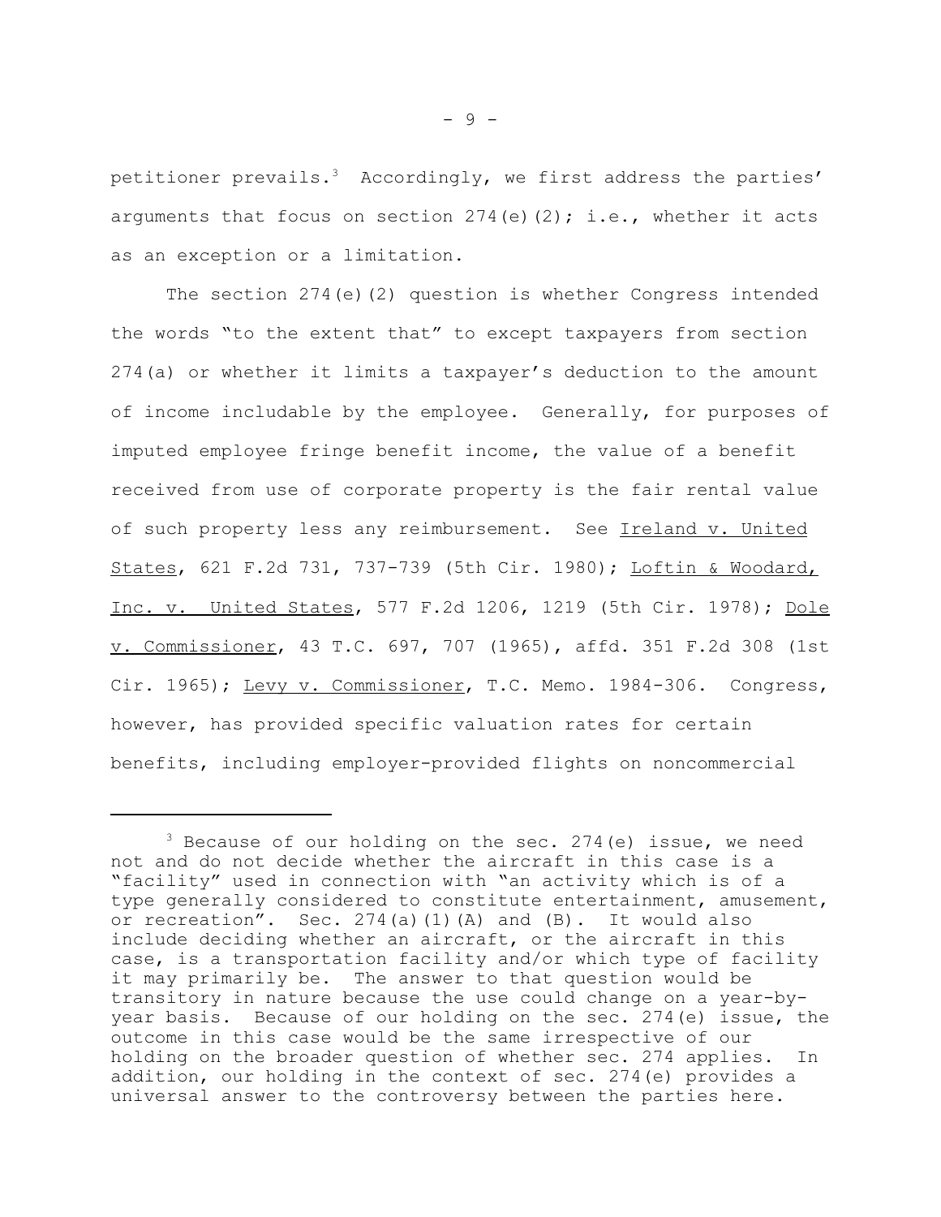petitioner prevails.[3] Accordingly, we first address the parties' arguments that focus on section 274(e)(2); i.e., whether it acts as an exception or a limitation.

The section 274(e)(2) question is whether Congress intended the words "to the extent that" to except taxpayers from section 274(a) or whether it limits a taxpayer's deduction to the amount of income includable by the employee. Generally, for purposes of imputed employee fringe benefit income, the value of a benefit received from use of corporate property is the fair rental value of such property less any reimbursement. See Ireland v. United States, 621 F.2d 731, 737-739 (5th Cir. 1980); Loftin & Woodard, Inc. v. United States, 577 F.2d 1206, 1219 (5th Cir. 1978); Dole v. Commissioner, 43 T.C. 697, 707 (1965), affd. 351 F.2d 308 (1st Cir. 1965); Levy v. Commissioner, T.C. Memo. 1984-306. Congress, however, has provided specific valuation rates for certain benefits, including employer-provided flights on noncommercial

---

[3] Because of our holding on the sec. 274(e) issue, we need not and do not decide whether the aircraft in this case is a "facility" used in connection with "an activity which is of a type generally considered to constitute entertainment, amusement, or recreation". Sec. 274(a)(1)(A) and (B). It would also include deciding whether an aircraft, or the aircraft in this case, is a transportation facility and/or which type of facility it may primarily be. The answer to that question would be transitory in nature because the use could change on a year-by-year basis. Because of our holding on the sec. 274(e) issue, the outcome in this case would be the same irrespective of our holding on the broader question of whether sec. 274 applies. In addition, our holding in the context of sec. 274(e) provides a universal answer to the controversy between the parties here.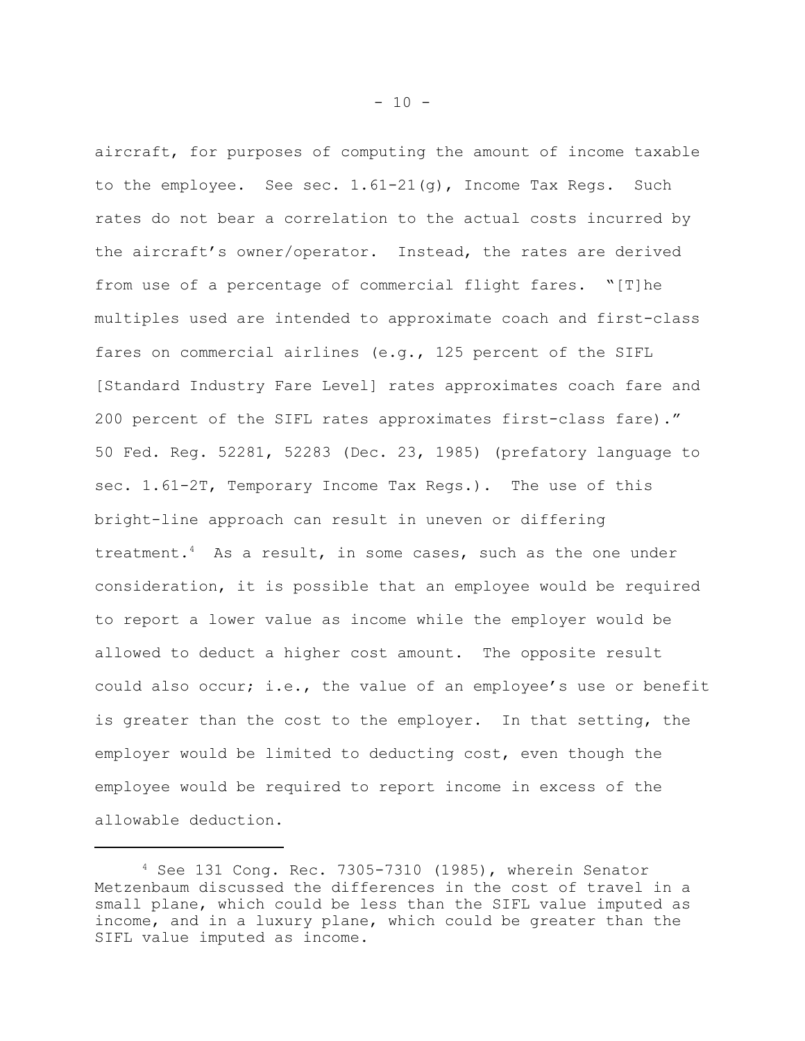aircraft, for purposes of computing the amount of income taxable to the employee. See sec. 1.61-21(g), Income Tax Regs. Such rates do not bear a correlation to the actual costs incurred by the aircraft's owner/operator. Instead, the rates are derived from use of a percentage of commercial flight fares. "[T]he multiples used are intended to approximate coach and first-class fares on commercial airlines (e.g., 125 percent of the SIFL [Standard Industry Fare Level] rates approximates coach fare and 200 percent of the SIFL rates approximates first-class fare)." 50 Fed. Reg. 52281, 52283 (Dec. 23, 1985) (prefatory language to sec. 1.61-2T, Temporary Income Tax Regs.). The use of this bright-line approach can result in uneven or differing treatment.[4] As a result, in some cases, such as the one under consideration, it is possible that an employee would be required to report a lower value as income while the employer would be allowed to deduct a higher cost amount. The opposite result could also occur; i.e., the value of an employee's use or benefit is greater than the cost to the employer. In that setting, the employer would be limited to deducting cost, even though the employee would be required to report income in excess of the allowable deduction.

---

[4] See 131 Cong. Rec. 7305-7310 (1985), wherein Senator Metzenbaum discussed the differences in the cost of travel in a small plane, which could be less than the SIFL value imputed as income, and in a luxury plane, which could be greater than the SIFL value imputed as income.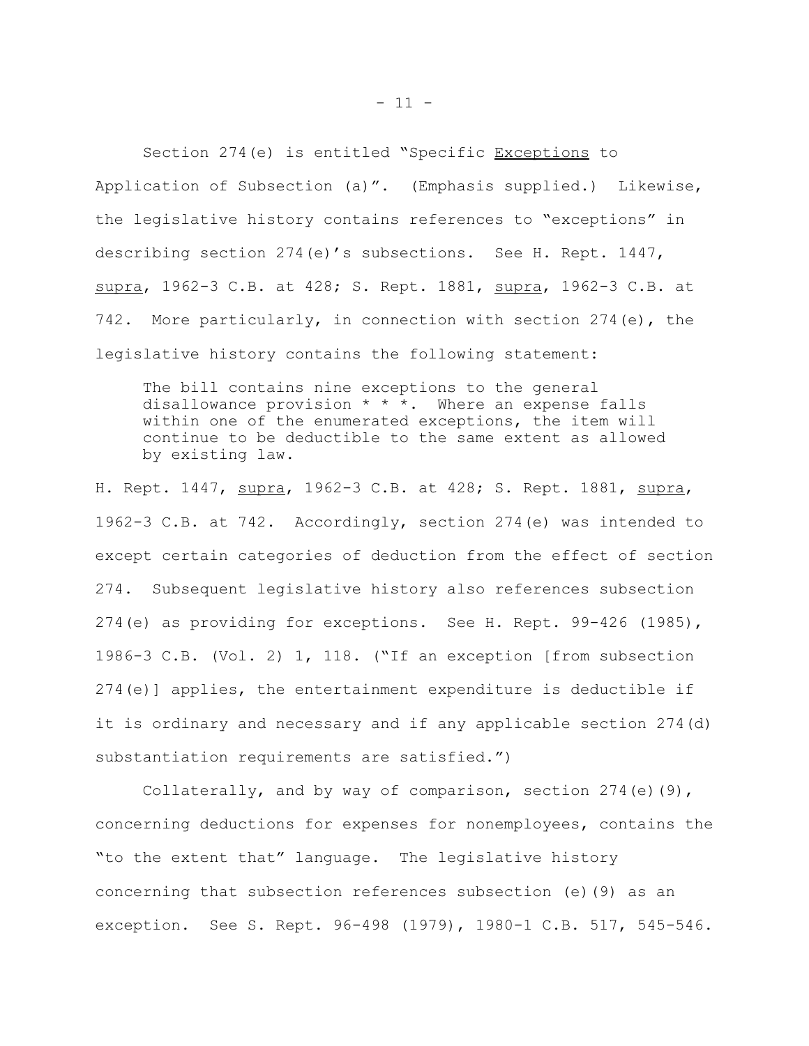Section 274(e) is entitled "Specific _Exceptions_ to Application of Subsection (a)". (Emphasis supplied.) Likewise, the legislative history contains references to "exceptions" in describing section 274(e)'s subsections. See H. Rept. 1447, _supra_, 1962-3 C.B. at 428; S. Rept. 1881, _supra_, 1962-3 C.B. at 742. More particularly, in connection with section 274(e), the legislative history contains the following statement:

> The bill contains nine exceptions to the general disallowance provision * * *. Where an expense falls within one of the enumerated exceptions, the item will continue to be deductible to the same extent as allowed by existing law.

H. Rept. 1447, _supra_, 1962-3 C.B. at 428; S. Rept. 1881, _supra_, 1962-3 C.B. at 742. Accordingly, section 274(e) was intended to except certain categories of deduction from the effect of section 274. Subsequent legislative history also references subsection 274(e) as providing for exceptions. See H. Rept. 99-426 (1985), 1986-3 C.B. (Vol. 2) 1, 118. ("If an exception [from subsection 274(e)] applies, the entertainment expenditure is deductible if it is ordinary and necessary and if any applicable section 274(d) substantiation requirements are satisfied.")

Collaterally, and by way of comparison, section 274(e)(9), concerning deductions for expenses for nonemployees, contains the "to the extent that" language. The legislative history concerning that subsection references subsection (e)(9) as an exception. See S. Rept. 96-498 (1979), 1980-1 C.B. 517, 545-546.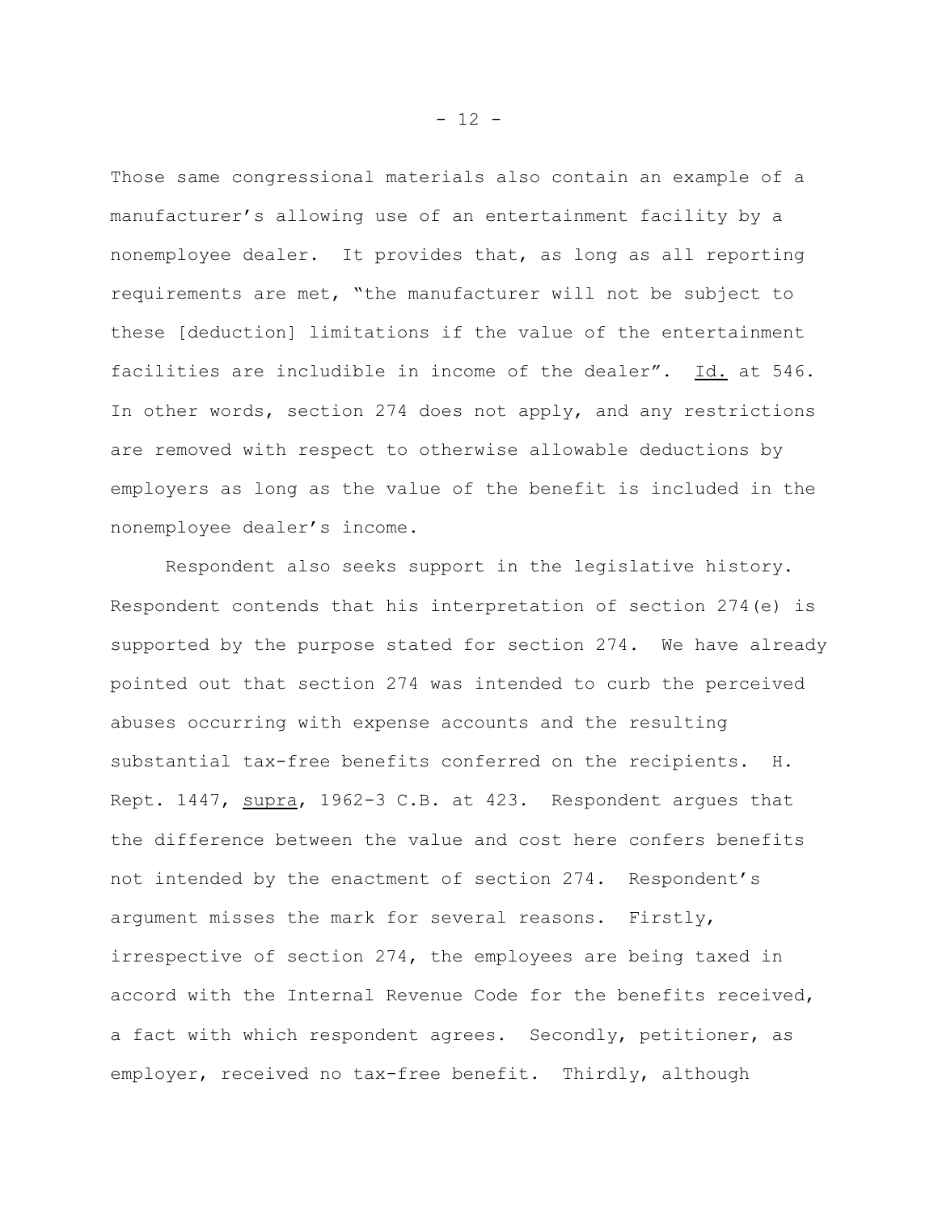Those same congressional materials also contain an example of a manufacturer's allowing use of an entertainment facility by a nonemployee dealer. It provides that, as long as all reporting requirements are met, "the manufacturer will not be subject to these [deduction] limitations if the value of the entertainment facilities are includible in income of the dealer". Id. at 546. In other words, section 274 does not apply, and any restrictions are removed with respect to otherwise allowable deductions by employers as long as the value of the benefit is included in the nonemployee dealer's income.

Respondent also seeks support in the legislative history. Respondent contends that his interpretation of section 274(e) is supported by the purpose stated for section 274. We have already pointed out that section 274 was intended to curb the perceived abuses occurring with expense accounts and the resulting substantial tax-free benefits conferred on the recipients. H. Rept. 1447, supra, 1962-3 C.B. at 423. Respondent argues that the difference between the value and cost here confers benefits not intended by the enactment of section 274. Respondent's argument misses the mark for several reasons. Firstly, irrespective of section 274, the employees are being taxed in accord with the Internal Revenue Code for the benefits received, a fact with which respondent agrees. Secondly, petitioner, as employer, received no tax-free benefit. Thirdly, although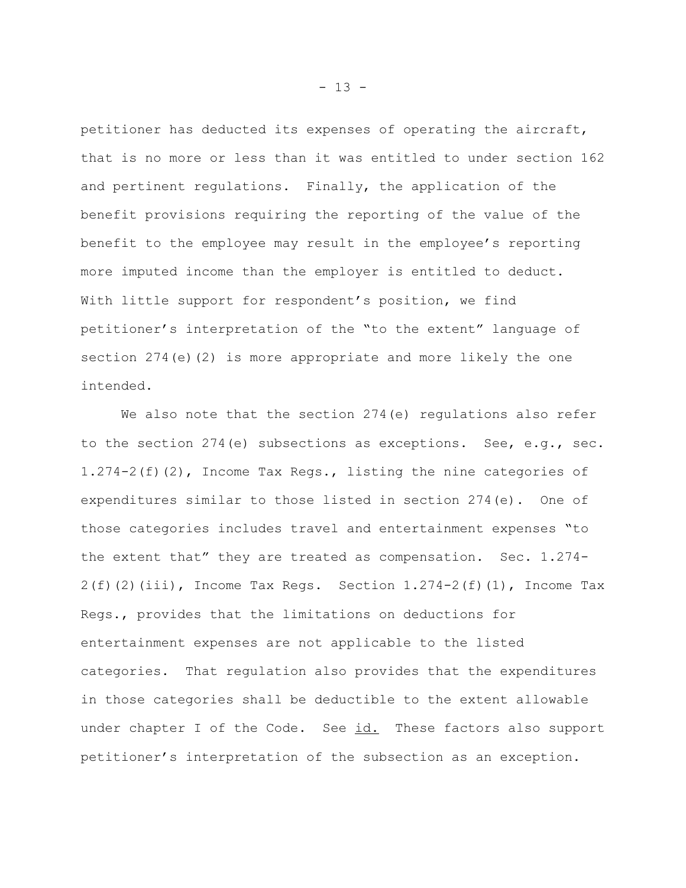petitioner has deducted its expenses of operating the aircraft, that is no more or less than it was entitled to under section 162 and pertinent regulations. Finally, the application of the benefit provisions requiring the reporting of the value of the benefit to the employee may result in the employee's reporting more imputed income than the employer is entitled to deduct. With little support for respondent's position, we find petitioner's interpretation of the "to the extent" language of section 274(e)(2) is more appropriate and more likely the one intended.

We also note that the section 274(e) regulations also refer to the section 274(e) subsections as exceptions. See, e.g., sec. 1.274-2(f)(2), Income Tax Regs., listing the nine categories of expenditures similar to those listed in section 274(e). One of those categories includes travel and entertainment expenses "to the extent that" they are treated as compensation. Sec. 1.274-2(f)(2)(iii), Income Tax Regs. Section 1.274-2(f)(1), Income Tax Regs., provides that the limitations on deductions for entertainment expenses are not applicable to the listed categories. That regulation also provides that the expenditures in those categories shall be deductible to the extent allowable under chapter I of the Code. See id. These factors also support petitioner's interpretation of the subsection as an exception.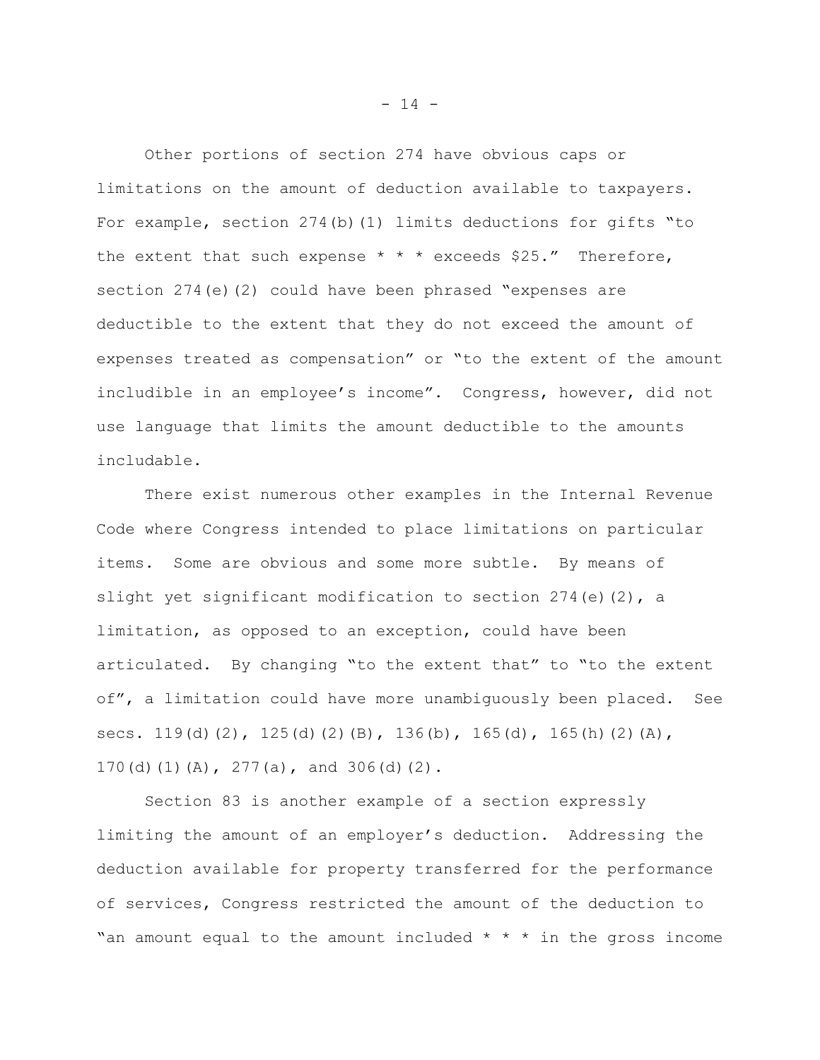Other portions of section 274 have obvious caps or limitations on the amount of deduction available to taxpayers. For example, section 274(b)(1) limits deductions for gifts "to the extent that such expense * * * exceeds $25." Therefore, section 274(e)(2) could have been phrased "expenses are deductible to the extent that they do not exceed the amount of expenses treated as compensation" or "to the extent of the amount includible in an employee's income". Congress, however, did not use language that limits the amount deductible to the amounts includable.

There exist numerous other examples in the Internal Revenue Code where Congress intended to place limitations on particular items. Some are obvious and some more subtle. By means of slight yet significant modification to section 274(e)(2), a limitation, as opposed to an exception, could have been articulated. By changing "to the extent that" to "to the extent of", a limitation could have more unambiguously been placed. See secs. 119(d)(2), 125(d)(2)(B), 136(b), 165(d), 165(h)(2)(A), 170(d)(1)(A), 277(a), and 306(d)(2).

Section 83 is another example of a section expressly limiting the amount of an employer's deduction. Addressing the deduction available for property transferred for the performance of services, Congress restricted the amount of the deduction to "an amount equal to the amount included * * * in the gross income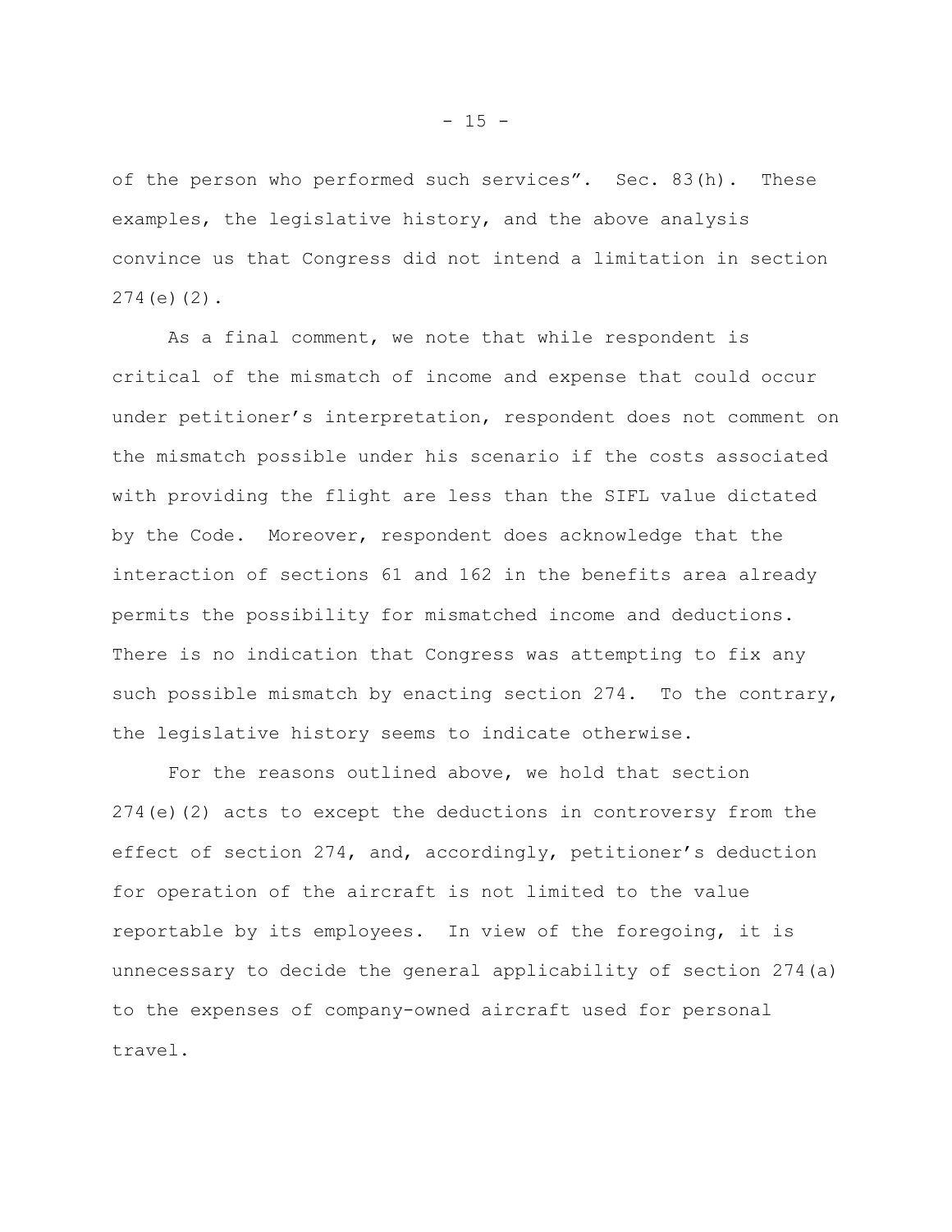of the person who performed such services". Sec. 83(h). These examples, the legislative history, and the above analysis convince us that Congress did not intend a limitation in section 274(e)(2).

As a final comment, we note that while respondent is critical of the mismatch of income and expense that could occur under petitioner's interpretation, respondent does not comment on the mismatch possible under his scenario if the costs associated with providing the flight are less than the SIFL value dictated by the Code. Moreover, respondent does acknowledge that the interaction of sections 61 and 162 in the benefits area already permits the possibility for mismatched income and deductions. There is no indication that Congress was attempting to fix any such possible mismatch by enacting section 274. To the contrary, the legislative history seems to indicate otherwise.

For the reasons outlined above, we hold that section 274(e)(2) acts to except the deductions in controversy from the effect of section 274, and, accordingly, petitioner's deduction for operation of the aircraft is not limited to the value reportable by its employees. In view of the foregoing, it is unnecessary to decide the general applicability of section 274(a) to the expenses of company-owned aircraft used for personal travel.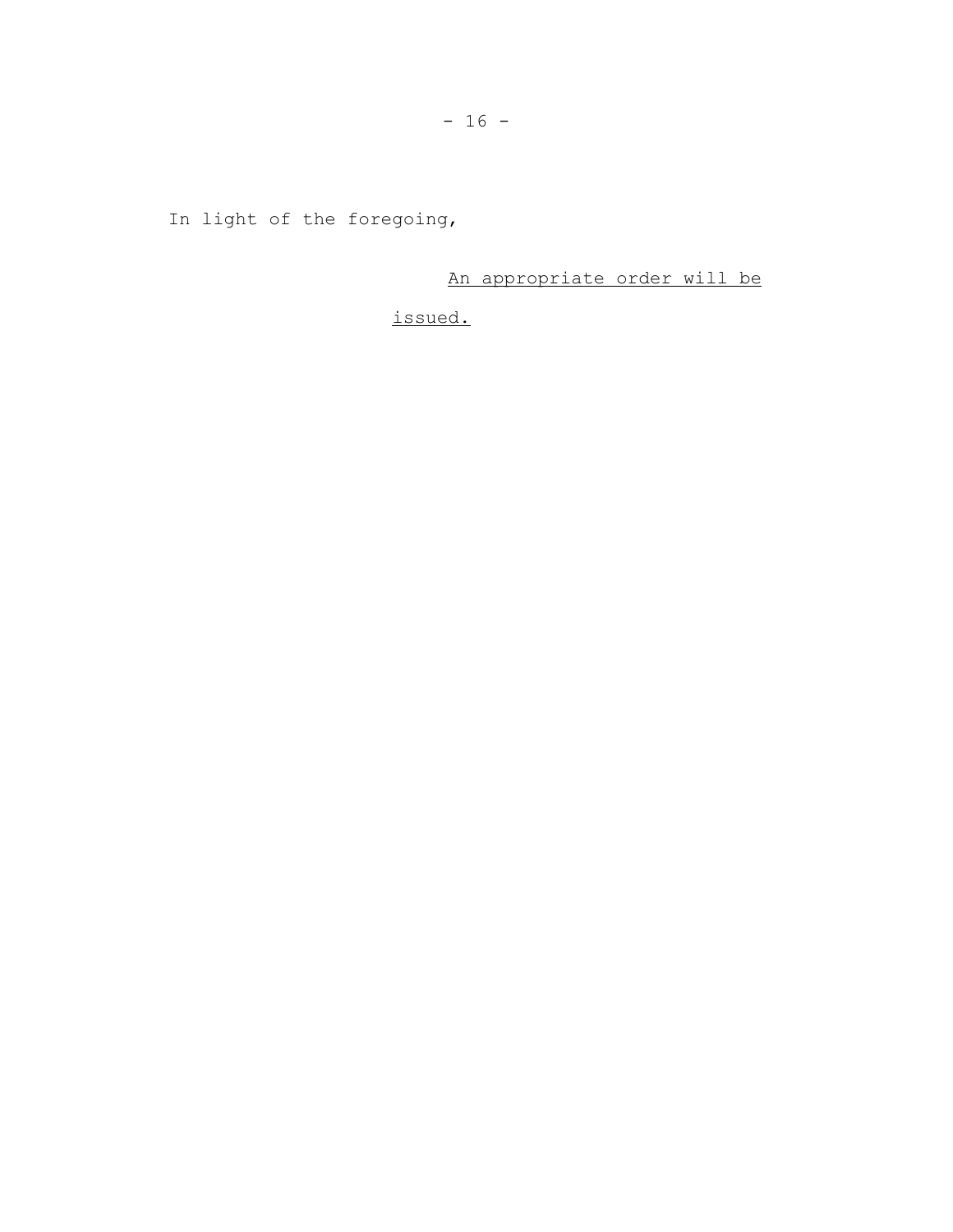In light of the foregoing,

An appropriate order will be issued.